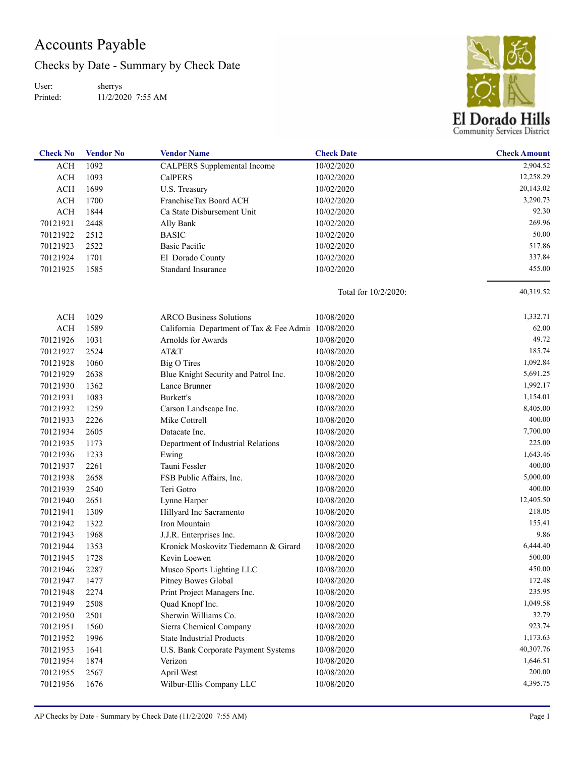# Accounts Payable

## Checks by Date - Summary by Check Date

User: sherrys
Printed: 11/2/2020 7:55 AM

El Dorado Hills Community Services District

| Check No | Vendor No | Vendor Name | Check Date | Check Amount |
|---|---|---|---|---|
| ACH | 1092 | CALPERS Supplemental Income | 10/02/2020 | 2,904.52 |
| ACH | 1093 | CalPERS | 10/02/2020 | 12,258.29 |
| ACH | 1699 | U.S. Treasury | 10/02/2020 | 20,143.02 |
| ACH | 1700 | FranchiseTax Board ACH | 10/02/2020 | 3,290.73 |
| ACH | 1844 | Ca State Disbursement Unit | 10/02/2020 | 92.30 |
| 70121921 | 2448 | Ally Bank | 10/02/2020 | 269.96 |
| 70121922 | 2512 | BASIC | 10/02/2020 | 50.00 |
| 70121923 | 2522 | Basic Pacific | 10/02/2020 | 517.86 |
| 70121924 | 1701 | El Dorado County | 10/02/2020 | 337.84 |
| 70121925 | 1585 | Standard Insurance | 10/02/2020 | 455.00 |
| | | | Total for 10/2/2020: | 40,319.52 |
| ACH | 1029 | ARCO Business Solutions | 10/08/2020 | 1,332.71 |
| ACH | 1589 | California Department of Tax & Fee Admi | 10/08/2020 | 62.00 |
| 70121926 | 1031 | Arnolds for Awards | 10/08/2020 | 49.72 |
| 70121927 | 2524 | AT&T | 10/08/2020 | 185.74 |
| 70121928 | 1060 | Big O Tires | 10/08/2020 | 1,092.84 |
| 70121929 | 2638 | Blue Knight Security and Patrol Inc. | 10/08/2020 | 5,691.25 |
| 70121930 | 1362 | Lance Brunner | 10/08/2020 | 1,992.17 |
| 70121931 | 1083 | Burkett's | 10/08/2020 | 1,154.01 |
| 70121932 | 1259 | Carson Landscape Inc. | 10/08/2020 | 8,405.00 |
| 70121933 | 2226 | Mike Cottrell | 10/08/2020 | 400.00 |
| 70121934 | 2605 | Datacate Inc. | 10/08/2020 | 7,700.00 |
| 70121935 | 1173 | Department of Industrial Relations | 10/08/2020 | 225.00 |
| 70121936 | 1233 | Ewing | 10/08/2020 | 1,643.46 |
| 70121937 | 2261 | Tauni Fessler | 10/08/2020 | 400.00 |
| 70121938 | 2658 | FSB Public Affairs, Inc. | 10/08/2020 | 5,000.00 |
| 70121939 | 2540 | Teri Gotro | 10/08/2020 | 400.00 |
| 70121940 | 2651 | Lynne Harper | 10/08/2020 | 12,405.50 |
| 70121941 | 1309 | Hillyard Inc Sacramento | 10/08/2020 | 218.05 |
| 70121942 | 1322 | Iron Mountain | 10/08/2020 | 155.41 |
| 70121943 | 1968 | J.J.R. Enterprises Inc. | 10/08/2020 | 9.86 |
| 70121944 | 1353 | Kronick Moskovitz Tiedemann & Girard | 10/08/2020 | 6,444.40 |
| 70121945 | 1728 | Kevin Loewen | 10/08/2020 | 500.00 |
| 70121946 | 2287 | Musco Sports Lighting LLC | 10/08/2020 | 450.00 |
| 70121947 | 1477 | Pitney Bowes Global | 10/08/2020 | 172.48 |
| 70121948 | 2274 | Print Project Managers Inc. | 10/08/2020 | 235.95 |
| 70121949 | 2508 | Quad Knopf Inc. | 10/08/2020 | 1,049.58 |
| 70121950 | 2501 | Sherwin Williams Co. | 10/08/2020 | 32.79 |
| 70121951 | 1560 | Sierra Chemical Company | 10/08/2020 | 923.74 |
| 70121952 | 1996 | State Industrial Products | 10/08/2020 | 1,173.63 |
| 70121953 | 1641 | U.S. Bank Corporate Payment Systems | 10/08/2020 | 40,307.76 |
| 70121954 | 1874 | Verizon | 10/08/2020 | 1,646.51 |
| 70121955 | 2567 | April West | 10/08/2020 | 200.00 |
| 70121956 | 1676 | Wilbur-Ellis Company LLC | 10/08/2020 | 4,395.75 |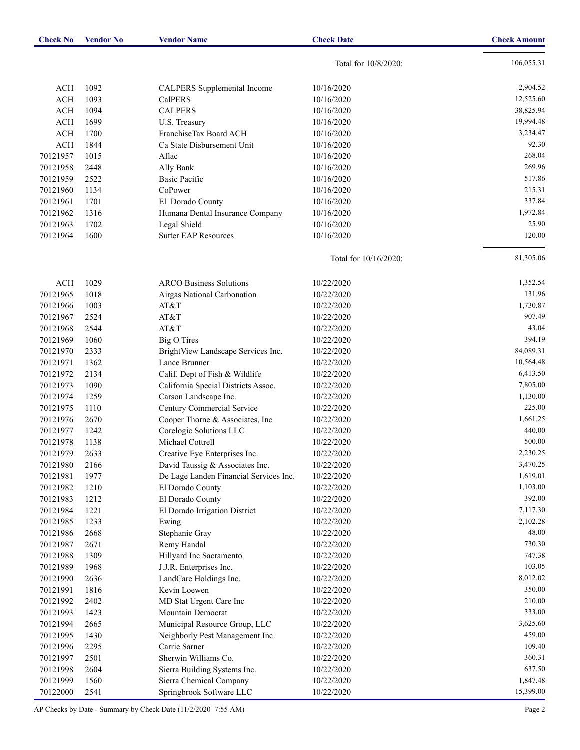| Check No | Vendor No | Vendor Name | Check Date | Check Amount |
|---|---|---|---|---|
| | | | Total for 10/8/2020: | 106,055.31 |
| ACH | 1092 | CALPERS Supplemental Income | 10/16/2020 | 2,904.52 |
| ACH | 1093 | CalPERS | 10/16/2020 | 12,525.60 |
| ACH | 1094 | CALPERS | 10/16/2020 | 38,825.94 |
| ACH | 1699 | U.S. Treasury | 10/16/2020 | 19,994.48 |
| ACH | 1700 | FranchiseTax Board ACH | 10/16/2020 | 3,234.47 |
| ACH | 1844 | Ca State Disbursement Unit | 10/16/2020 | 92.30 |
| 70121957 | 1015 | Aflac | 10/16/2020 | 268.04 |
| 70121958 | 2448 | Ally Bank | 10/16/2020 | 269.96 |
| 70121959 | 2522 | Basic Pacific | 10/16/2020 | 517.86 |
| 70121960 | 1134 | CoPower | 10/16/2020 | 215.31 |
| 70121961 | 1701 | El Dorado County | 10/16/2020 | 337.84 |
| 70121962 | 1316 | Humana Dental Insurance Company | 10/16/2020 | 1,972.84 |
| 70121963 | 1702 | Legal Shield | 10/16/2020 | 25.90 |
| 70121964 | 1600 | Sutter EAP Resources | 10/16/2020 | 120.00 |
| | | | Total for 10/16/2020: | 81,305.06 |
| ACH | 1029 | ARCO Business Solutions | 10/22/2020 | 1,352.54 |
| 70121965 | 1018 | Airgas National Carbonation | 10/22/2020 | 131.96 |
| 70121966 | 1003 | AT&T | 10/22/2020 | 1,730.87 |
| 70121967 | 2524 | AT&T | 10/22/2020 | 907.49 |
| 70121968 | 2544 | AT&T | 10/22/2020 | 43.04 |
| 70121969 | 1060 | Big O Tires | 10/22/2020 | 394.19 |
| 70121970 | 2333 | BrightView Landscape Services Inc. | 10/22/2020 | 84,089.31 |
| 70121971 | 1362 | Lance Brunner | 10/22/2020 | 10,564.48 |
| 70121972 | 2134 | Calif. Dept of Fish & Wildlife | 10/22/2020 | 6,413.50 |
| 70121973 | 1090 | California Special Districts Assoc. | 10/22/2020 | 7,805.00 |
| 70121974 | 1259 | Carson Landscape Inc. | 10/22/2020 | 1,130.00 |
| 70121975 | 1110 | Century Commercial Service | 10/22/2020 | 225.00 |
| 70121976 | 2670 | Cooper Thorne & Associates, Inc | 10/22/2020 | 1,661.25 |
| 70121977 | 1242 | Corelogic Solutions LLC | 10/22/2020 | 440.00 |
| 70121978 | 1138 | Michael Cottrell | 10/22/2020 | 500.00 |
| 70121979 | 2633 | Creative Eye Enterprises Inc. | 10/22/2020 | 2,230.25 |
| 70121980 | 2166 | David Taussig & Associates Inc. | 10/22/2020 | 3,470.25 |
| 70121981 | 1977 | De Lage Landen Financial Services Inc. | 10/22/2020 | 1,619.01 |
| 70121982 | 1210 | El Dorado County | 10/22/2020 | 1,103.00 |
| 70121983 | 1212 | El Dorado County | 10/22/2020 | 392.00 |
| 70121984 | 1221 | El Dorado Irrigation District | 10/22/2020 | 7,117.30 |
| 70121985 | 1233 | Ewing | 10/22/2020 | 2,102.28 |
| 70121986 | 2668 | Stephanie Gray | 10/22/2020 | 48.00 |
| 70121987 | 2671 | Remy Handal | 10/22/2020 | 730.30 |
| 70121988 | 1309 | Hillyard Inc Sacramento | 10/22/2020 | 747.38 |
| 70121989 | 1968 | J.J.R. Enterprises Inc. | 10/22/2020 | 103.05 |
| 70121990 | 2636 | LandCare Holdings Inc. | 10/22/2020 | 8,012.02 |
| 70121991 | 1816 | Kevin Loewen | 10/22/2020 | 350.00 |
| 70121992 | 2402 | MD Stat Urgent Care Inc | 10/22/2020 | 210.00 |
| 70121993 | 1423 | Mountain Democrat | 10/22/2020 | 333.00 |
| 70121994 | 2665 | Municipal Resource Group, LLC | 10/22/2020 | 3,625.60 |
| 70121995 | 1430 | Neighborly Pest Management Inc. | 10/22/2020 | 459.00 |
| 70121996 | 2295 | Carrie Sarner | 10/22/2020 | 109.40 |
| 70121997 | 2501 | Sherwin Williams Co. | 10/22/2020 | 360.31 |
| 70121998 | 2604 | Sierra Building Systems Inc. | 10/22/2020 | 637.50 |
| 70121999 | 1560 | Sierra Chemical Company | 10/22/2020 | 1,847.48 |
| 70122000 | 2541 | Springbrook Software LLC | 10/22/2020 | 15,399.00 |

AP Checks by Date - Summary by Check Date (11/2/2020 7:55 AM)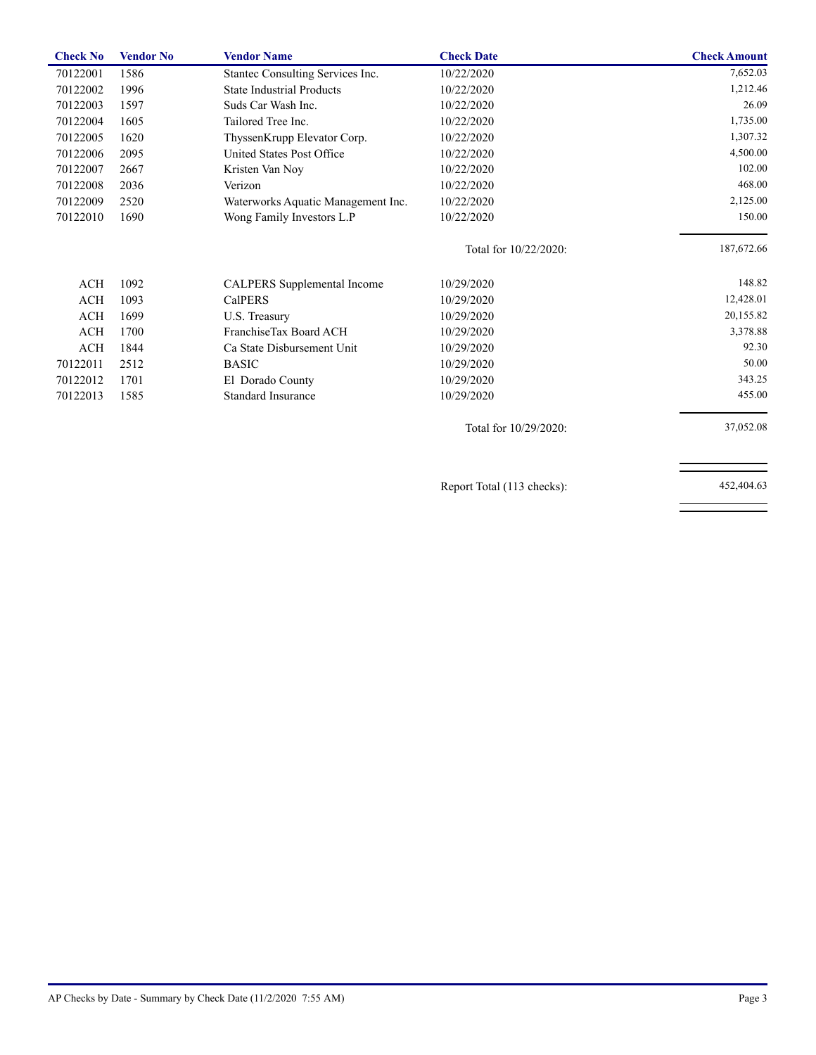| Check No | Vendor No | Vendor Name | Check Date | Check Amount |
| --- | --- | --- | --- | --- |
| 70122001 | 1586 | Stantec Consulting Services Inc. | 10/22/2020 | 7,652.03 |
| 70122002 | 1996 | State Industrial Products | 10/22/2020 | 1,212.46 |
| 70122003 | 1597 | Suds Car Wash Inc. | 10/22/2020 | 26.09 |
| 70122004 | 1605 | Tailored Tree Inc. | 10/22/2020 | 1,735.00 |
| 70122005 | 1620 | ThyssenKrupp Elevator Corp. | 10/22/2020 | 1,307.32 |
| 70122006 | 2095 | United States Post Office | 10/22/2020 | 4,500.00 |
| 70122007 | 2667 | Kristen Van Noy | 10/22/2020 | 102.00 |
| 70122008 | 2036 | Verizon | 10/22/2020 | 468.00 |
| 70122009 | 2520 | Waterworks Aquatic Management Inc. | 10/22/2020 | 2,125.00 |
| 70122010 | 1690 | Wong Family Investors L.P | 10/22/2020 | 150.00 |
| | | | Total for 10/22/2020: | 187,672.66 |
| ACH | 1092 | CALPERS Supplemental Income | 10/29/2020 | 148.82 |
| ACH | 1093 | CalPERS | 10/29/2020 | 12,428.01 |
| ACH | 1699 | U.S. Treasury | 10/29/2020 | 20,155.82 |
| ACH | 1700 | FranchiseTax Board ACH | 10/29/2020 | 3,378.88 |
| ACH | 1844 | Ca State Disbursement Unit | 10/29/2020 | 92.30 |
| 70122011 | 2512 | BASIC | 10/29/2020 | 50.00 |
| 70122012 | 1701 | El Dorado County | 10/29/2020 | 343.25 |
| 70122013 | 1585 | Standard Insurance | 10/29/2020 | 455.00 |
| | | | Total for 10/29/2020: | 37,052.08 |
| | | | Report Total (113 checks): | 452,404.63 |